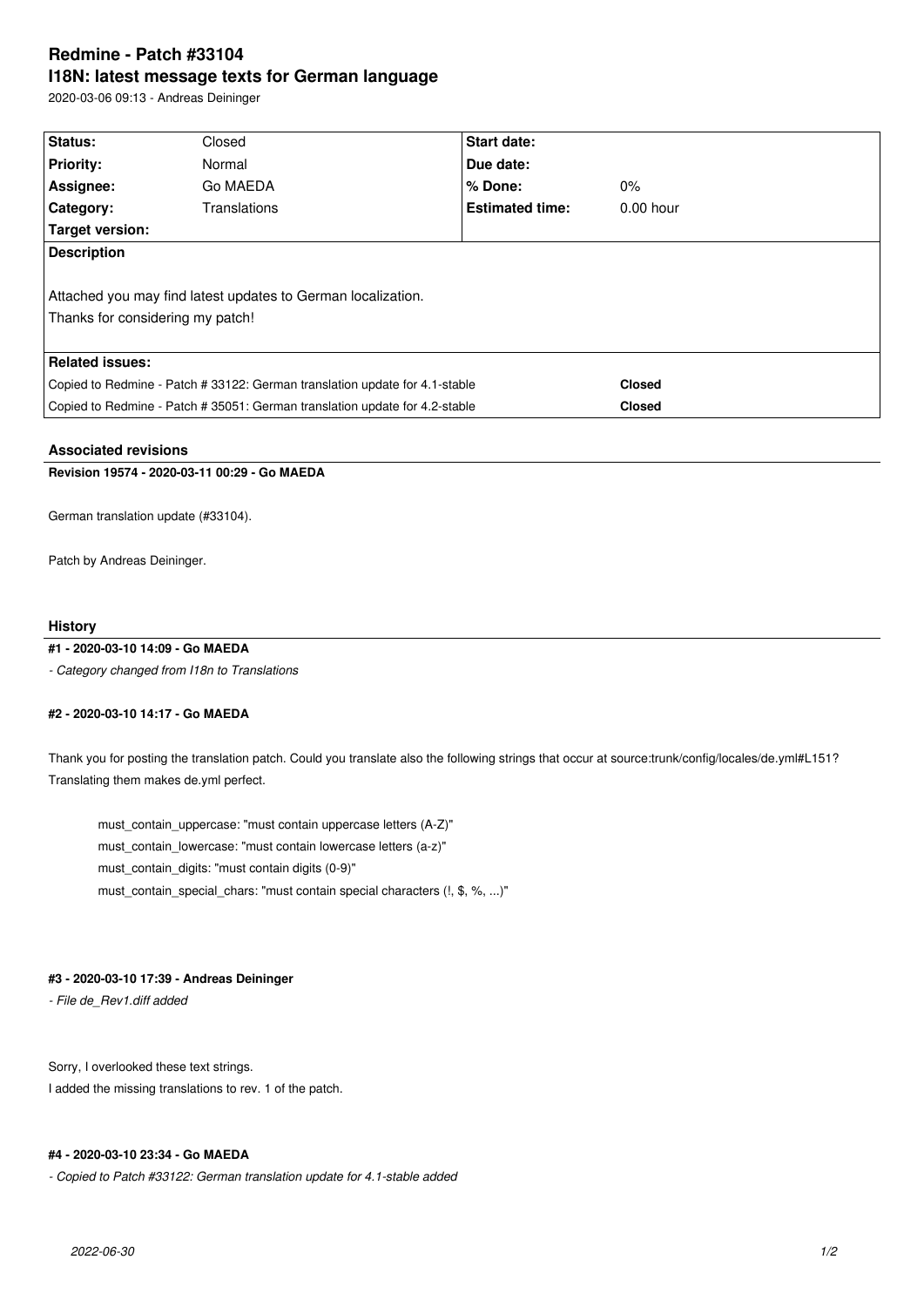# Redmine - Patch #33104

## I18N: latest message texts for German language

2020-03-06 09:13 - Andreas Deininger

| Status: | Closed | Start date: | |
|---|---|---|---|
| Priority: | Normal | Due date: | |
| Assignee: | Go MAEDA | % Done: | 0% |
| Category: | Translations | Estimated time: | 0.00 hour |
| Target version: | | | |

**Description**

Attached you may find latest updates to German localization.
Thanks for considering my patch!

**Related issues:**

| | |
|---|---|
| Copied to Redmine - Patch # 33122: German translation update for 4.1-stable | Closed |
| Copied to Redmine - Patch # 35051: German translation update for 4.2-stable | Closed |

### Associated revisions

**Revision 19574 - 2020-03-11 00:29 - Go MAEDA**

German translation update (#33104).

Patch by Andreas Deininger.

### History

**#1 - 2020-03-10 14:09 - Go MAEDA**

*- Category changed from I18n to Translations*

**#2 - 2020-03-10 14:17 - Go MAEDA**

Thank you for posting the translation patch. Could you translate also the following strings that occur at source:trunk/config/locales/de.yml#L151? Translating them makes de.yml perfect.

```
must_contain_uppercase: "must contain uppercase letters (A-Z)"
must_contain_lowercase: "must contain lowercase letters (a-z)"
must_contain_digits: "must contain digits (0-9)"
must_contain_special_chars: "must contain special characters (!, $, %, ...)"
```

**#3 - 2020-03-10 17:39 - Andreas Deininger**

*- File de_Rev1.diff added*

Sorry, I overlooked these text strings.
I added the missing translations to rev. 1 of the patch.

**#4 - 2020-03-10 23:34 - Go MAEDA**

*- Copied to Patch #33122: German translation update for 4.1-stable added*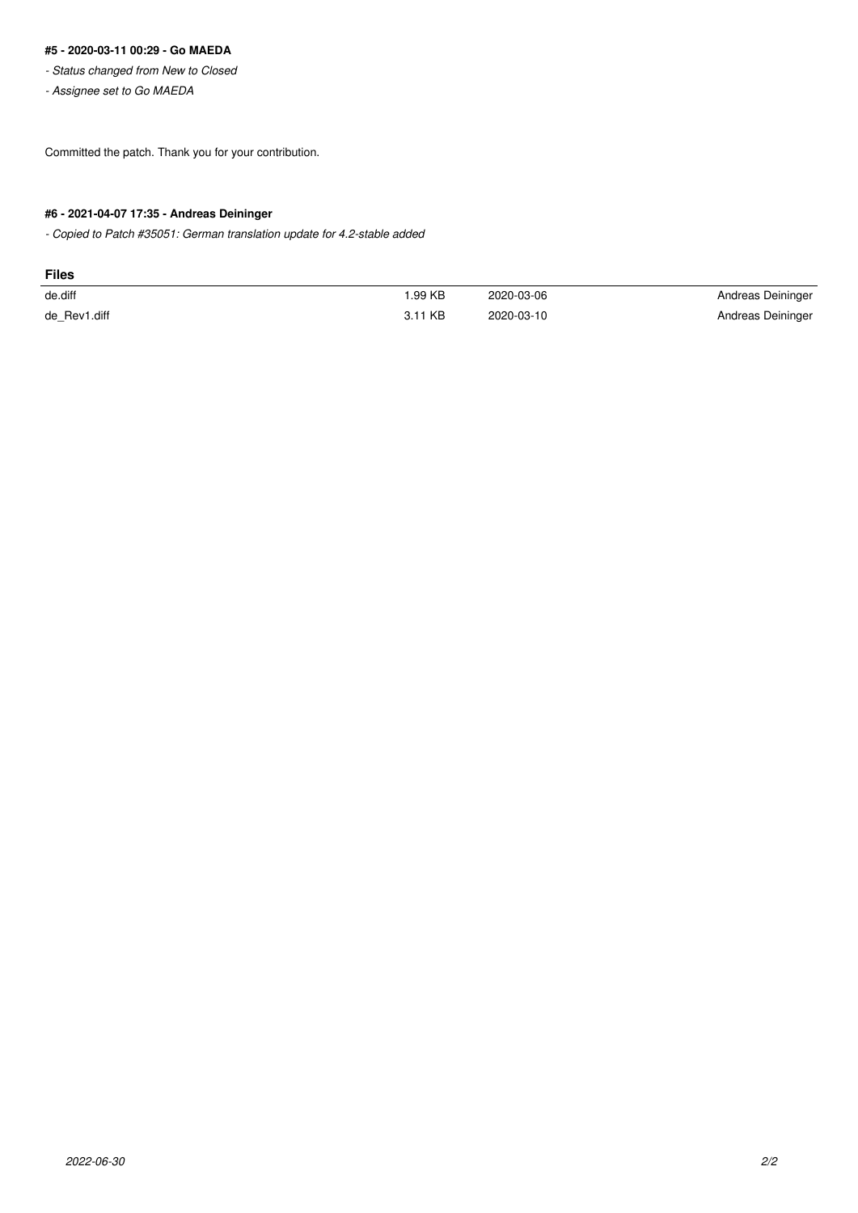#### #5 - 2020-03-11 00:29 - Go MAEDA

*- Status changed from New to Closed*

*- Assignee set to Go MAEDA*

Committed the patch. Thank you for your contribution.

#### #6 - 2021-04-07 17:35 - Andreas Deininger

*- Copied to Patch #35051: German translation update for 4.2-stable added*

### Files

| | | | |
|---|---|---|---|
| de.diff | 1.99 KB | 2020-03-06 | Andreas Deininger |
| de_Rev1.diff | 3.11 KB | 2020-03-10 | Andreas Deininger |